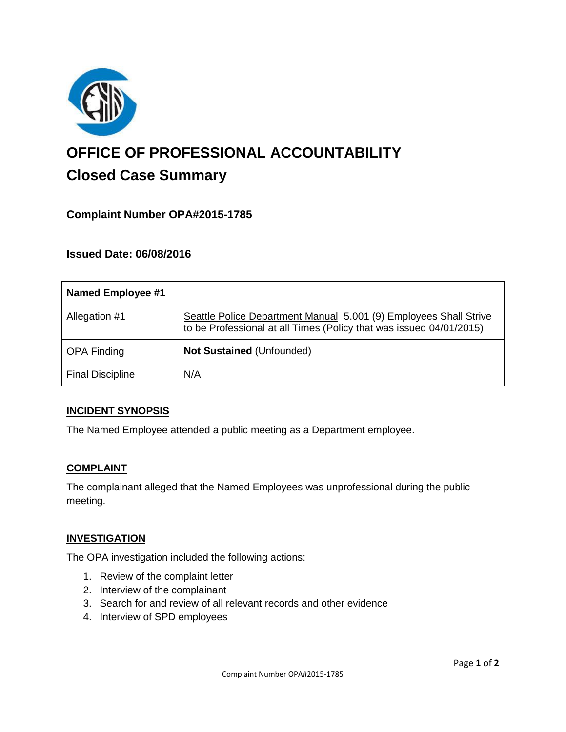# OFFICE OF PROFESSIONAL ACCOUNTABILITY

## Closed Case Summary

### Complaint Number OPA#2015-1785

### Issued Date: 06/08/2016

| Named Employee #1 | |
|---|---|
| Allegation #1 | Seattle Police Department Manual 5.001 (9) Employees Shall Strive to be Professional at all Times (Policy that was issued 04/01/2015) |
| OPA Finding | **Not Sustained** (Unfounded) |
| Final Discipline | N/A |

### INCIDENT SYNOPSIS

The Named Employee attended a public meeting as a Department employee.

### COMPLAINT

The complainant alleged that the Named Employees was unprofessional during the public meeting.

### INVESTIGATION

The OPA investigation included the following actions:

1. Review of the complaint letter
2. Interview of the complainant
3. Search for and review of all relevant records and other evidence
4. Interview of SPD employees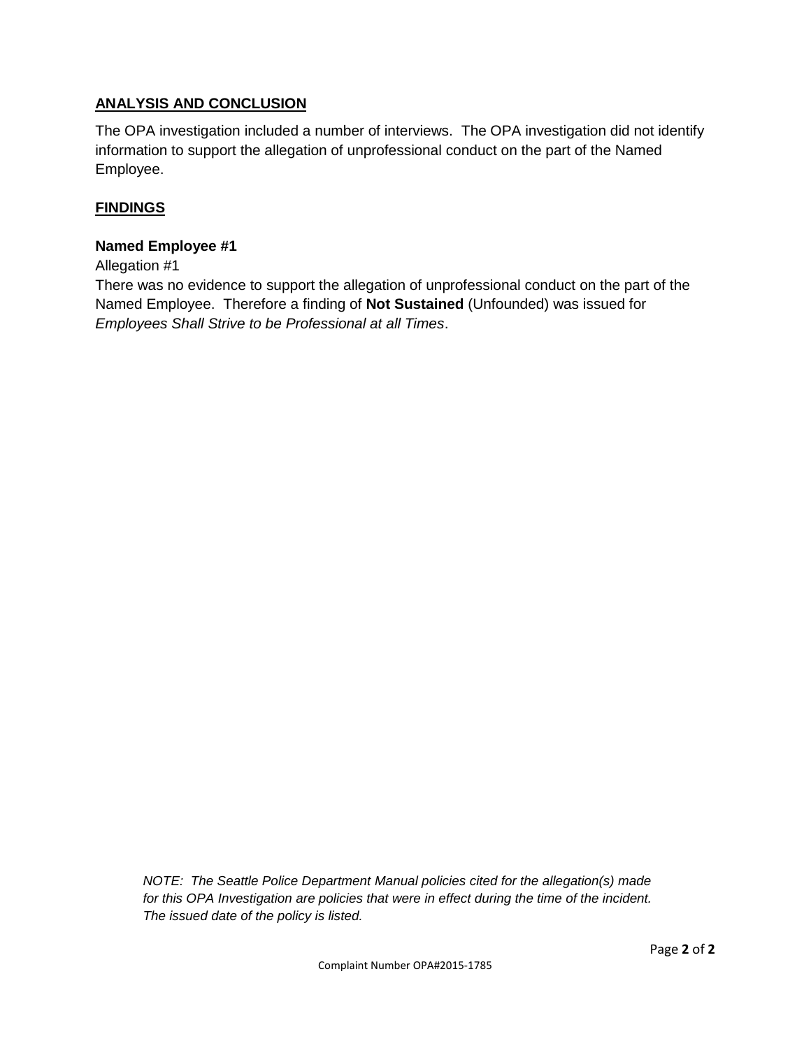## ANALYSIS AND CONCLUSION

The OPA investigation included a number of interviews. The OPA investigation did not identify information to support the allegation of unprofessional conduct on the part of the Named Employee.

## FINDINGS

**Named Employee #1**

Allegation #1

There was no evidence to support the allegation of unprofessional conduct on the part of the Named Employee. Therefore a finding of **Not Sustained** (Unfounded) was issued for *Employees Shall Strive to be Professional at all Times*.

*NOTE: The Seattle Police Department Manual policies cited for the allegation(s) made for this OPA Investigation are policies that were in effect during the time of the incident. The issued date of the policy is listed.*

Complaint Number OPA#2015-1785